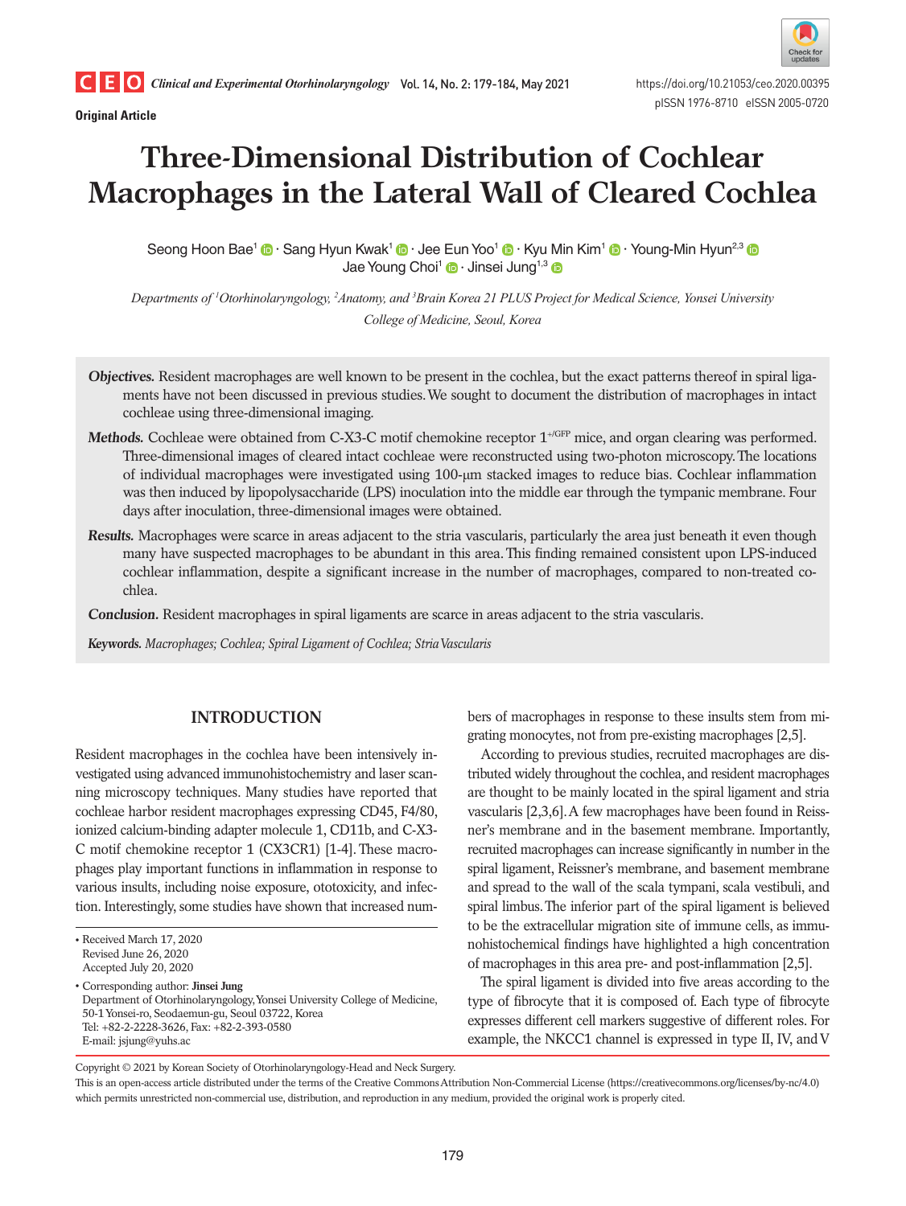Original Article

# Three-Dimensional Distribution of Cochlear Macrophages in the Lateral Wall of Cleared Cochlea

Seong Hoon Bae[1] · Sang Hyun Kwak[1] · Jee Eun Yoo[1] · Kyu Min Kim[1] · Young-Min Hyun[2,3]
Jae Young Choi[1] · Jinsei Jung[1,3]

*Departments of [1]Otorhinolaryngology, [2]Anatomy, and [3]Brain Korea 21 PLUS Project for Medical Science, Yonsei University College of Medicine, Seoul, Korea*

***Objectives.*** Resident macrophages are well known to be present in the cochlea, but the exact patterns thereof in spiral ligaments have not been discussed in previous studies. We sought to document the distribution of macrophages in intact cochleae using three-dimensional imaging.

***Methods.*** Cochleae were obtained from C-X3-C motif chemokine receptor $1^{+/GFP}$ mice, and organ clearing was performed. Three-dimensional images of cleared intact cochleae were reconstructed using two-photon microscopy. The locations of individual macrophages were investigated using 100-μm stacked images to reduce bias. Cochlear inflammation was then induced by lipopolysaccharide (LPS) inoculation into the middle ear through the tympanic membrane. Four days after inoculation, three-dimensional images were obtained.

***Results.*** Macrophages were scarce in areas adjacent to the stria vascularis, particularly the area just beneath it even though many have suspected macrophages to be abundant in this area. This finding remained consistent upon LPS-induced cochlear inflammation, despite a significant increase in the number of macrophages, compared to non-treated cochlea.

***Conclusion.*** Resident macrophages in spiral ligaments are scarce in areas adjacent to the stria vascularis.

**Keywords.** *Macrophages; Cochlea; Spiral Ligament of Cochlea; Stria Vascularis*

## INTRODUCTION

Resident macrophages in the cochlea have been intensively investigated using advanced immunohistochemistry and laser scanning microscopy techniques. Many studies have reported that cochleae harbor resident macrophages expressing CD45, F4/80, ionized calcium-binding adapter molecule 1, CD11b, and C-X3-C motif chemokine receptor 1 (CX3CR1) [1-4]. These macrophages play important functions in inflammation in response to various insults, including noise exposure, ototoxicity, and infection. Interestingly, some studies have shown that increased numbers of macrophages in response to these insults stem from migrating monocytes, not from pre-existing macrophages [2,5].

According to previous studies, recruited macrophages are distributed widely throughout the cochlea, and resident macrophages are thought to be mainly located in the spiral ligament and stria vascularis [2,3,6]. A few macrophages have been found in Reissner's membrane and in the basement membrane. Importantly, recruited macrophages can increase significantly in number in the spiral ligament, Reissner's membrane, and basement membrane and spread to the wall of the scala tympani, scala vestibuli, and spiral limbus. The inferior part of the spiral ligament is believed to be the extracellular migration site of immune cells, as immunohistochemical findings have highlighted a high concentration of macrophages in this area pre- and post-inflammation [2,5].

The spiral ligament is divided into five areas according to the type of fibrocyte that it is composed of. Each type of fibrocyte expresses different cell markers suggestive of different roles. For example, the NKCC1 channel is expressed in type II, IV, and V

• Received March 17, 2020
Revised June 26, 2020
Accepted July 20, 2020

• Corresponding author: **Jinsei Jung**
Department of Otorhinolaryngology, Yonsei University College of Medicine, 50-1 Yonsei-ro, Seodaemun-gu, Seoul 03722, Korea
Tel: +82-2-2228-3626, Fax: +82-2-393-0580
E-mail: jsjung@yuhs.ac

Copyright © 2021 by Korean Society of Otorhinolaryngology-Head and Neck Surgery.
This is an open-access article distributed under the terms of the Creative Commons Attribution Non-Commercial License (https://creativecommons.org/licenses/by-nc/4.0) which permits unrestricted non-commercial use, distribution, and reproduction in any medium, provided the original work is properly cited.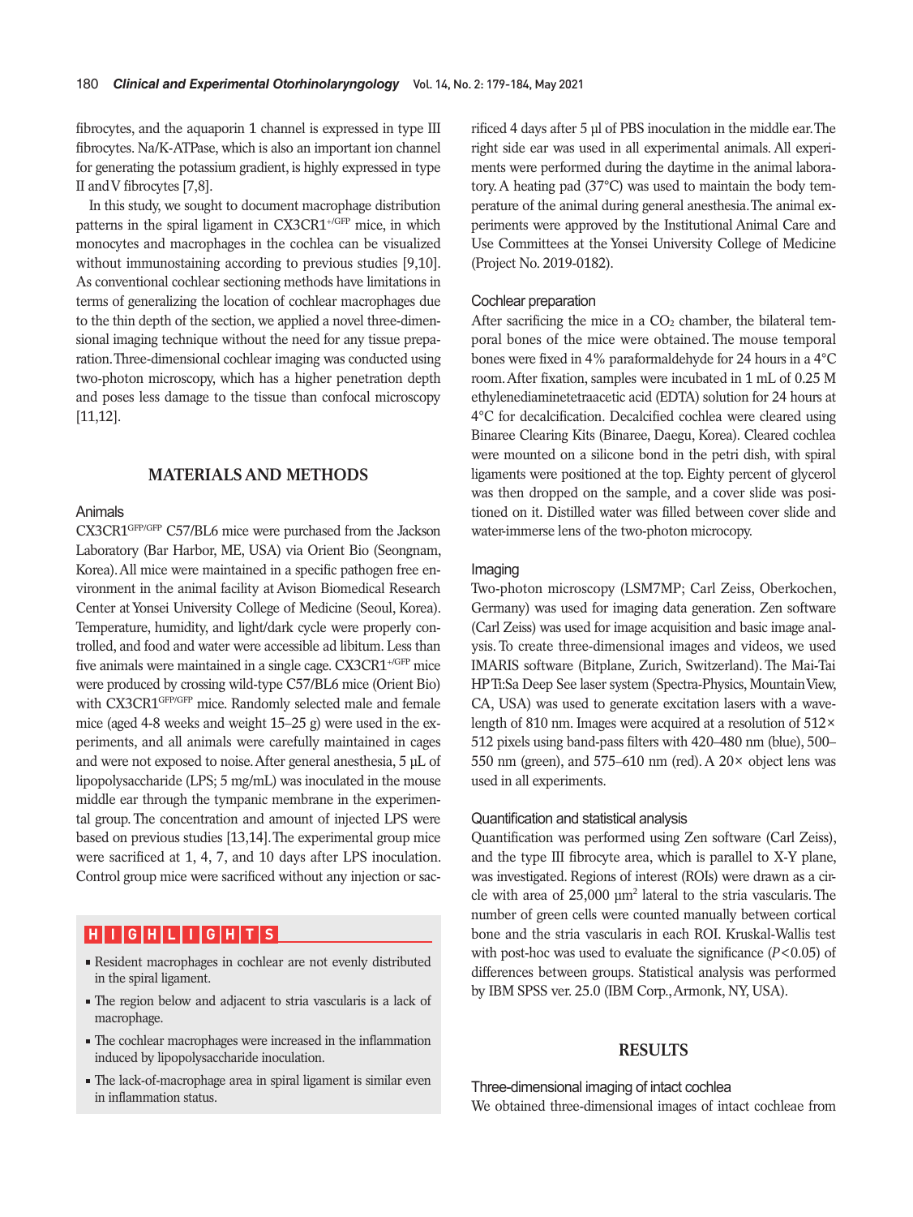fibrocytes, and the aquaporin 1 channel is expressed in type III fibrocytes. Na/K-ATPase, which is also an important ion channel for generating the potassium gradient, is highly expressed in type II and V fibrocytes [7,8].

In this study, we sought to document macrophage distribution patterns in the spiral ligament in CX3CR1$^{+/GFP}$ mice, in which monocytes and macrophages in the cochlea can be visualized without immunostaining according to previous studies [9,10]. As conventional cochlear sectioning methods have limitations in terms of generalizing the location of cochlear macrophages due to the thin depth of the section, we applied a novel three-dimensional imaging technique without the need for any tissue preparation. Three-dimensional cochlear imaging was conducted using two-photon microscopy, which has a higher penetration depth and poses less damage to the tissue than confocal microscopy [11,12].

## MATERIALS AND METHODS

### Animals

CX3CR1$^{GFP/GFP}$ C57/BL6 mice were purchased from the Jackson Laboratory (Bar Harbor, ME, USA) via Orient Bio (Seongnam, Korea). All mice were maintained in a specific pathogen free environment in the animal facility at Avison Biomedical Research Center at Yonsei University College of Medicine (Seoul, Korea). Temperature, humidity, and light/dark cycle were properly controlled, and food and water were accessible ad libitum. Less than five animals were maintained in a single cage. CX3CR1$^{+/GFP}$ mice were produced by crossing wild-type C57/BL6 mice (Orient Bio) with CX3CR1$^{GFP/GFP}$ mice. Randomly selected male and female mice (aged 4-8 weeks and weight 15–25 g) were used in the experiments, and all animals were carefully maintained in cages and were not exposed to noise. After general anesthesia, 5 μL of lipopolysaccharide (LPS; 5 mg/mL) was inoculated in the mouse middle ear through the tympanic membrane in the experimental group. The concentration and amount of injected LPS were based on previous studies [13,14]. The experimental group mice were sacrificed at 1, 4, 7, and 10 days after LPS inoculation. Control group mice were sacrificed without any injection or sacrificed 4 days after 5 μl of PBS inoculation in the middle ear. The right side ear was used in all experimental animals. All experiments were performed during the daytime in the animal laboratory. A heating pad (37°C) was used to maintain the body temperature of the animal during general anesthesia. The animal experiments were approved by the Institutional Animal Care and Use Committees at the Yonsei University College of Medicine (Project No. 2019-0182).

### Cochlear preparation

After sacrificing the mice in a $CO_2$ chamber, the bilateral temporal bones of the mice were obtained. The mouse temporal bones were fixed in 4% paraformaldehyde for 24 hours in a 4°C room. After fixation, samples were incubated in 1 mL of 0.25 M ethylenediaminetetraacetic acid (EDTA) solution for 24 hours at 4°C for decalcification. Decalcified cochlea were cleared using Binaree Clearing Kits (Binaree, Daegu, Korea). Cleared cochlea were mounted on a silicone bond in the petri dish, with spiral ligaments were positioned at the top. Eighty percent of glycerol was then dropped on the sample, and a cover slide was positioned on it. Distilled water was filled between cover slide and water-immerse lens of the two-photon microcopy.

### Imaging

Two-photon microscopy (LSM7MP; Carl Zeiss, Oberkochen, Germany) was used for imaging data generation. Zen software (Carl Zeiss) was used for image acquisition and basic image analysis. To create three-dimensional images and videos, we used IMARIS software (Bitplane, Zurich, Switzerland). The Mai-Tai HP Ti:Sa Deep See laser system (Spectra-Physics, Mountain View, CA, USA) was used to generate excitation lasers with a wavelength of 810 nm. Images were acquired at a resolution of 512×512 pixels using band-pass filters with 420–480 nm (blue), 500–550 nm (green), and 575–610 nm (red). A 20× object lens was used in all experiments.

### Quantification and statistical analysis

Quantification was performed using Zen software (Carl Zeiss), and the type III fibrocyte area, which is parallel to X-Y plane, was investigated. Regions of interest (ROIs) were drawn as a circle with area of 25,000 μm$^2$ lateral to the stria vascularis. The number of green cells were counted manually between cortical bone and the stria vascularis in each ROI. Kruskal-Wallis test with post-hoc was used to evaluate the significance ($P<0.05$) of differences between groups. Statistical analysis was performed by IBM SPSS ver. 25.0 (IBM Corp., Armonk, NY, USA).

**HIGHLIGHTS**

- Resident macrophages in cochlear are not evenly distributed in the spiral ligament.
- The region below and adjacent to stria vascularis is a lack of macrophage.
- The cochlear macrophages were increased in the inflammation induced by lipopolysaccharide inoculation.
- The lack-of-macrophage area in spiral ligament is similar even in inflammation status.

## RESULTS

### Three-dimensional imaging of intact cochlea

We obtained three-dimensional images of intact cochleae from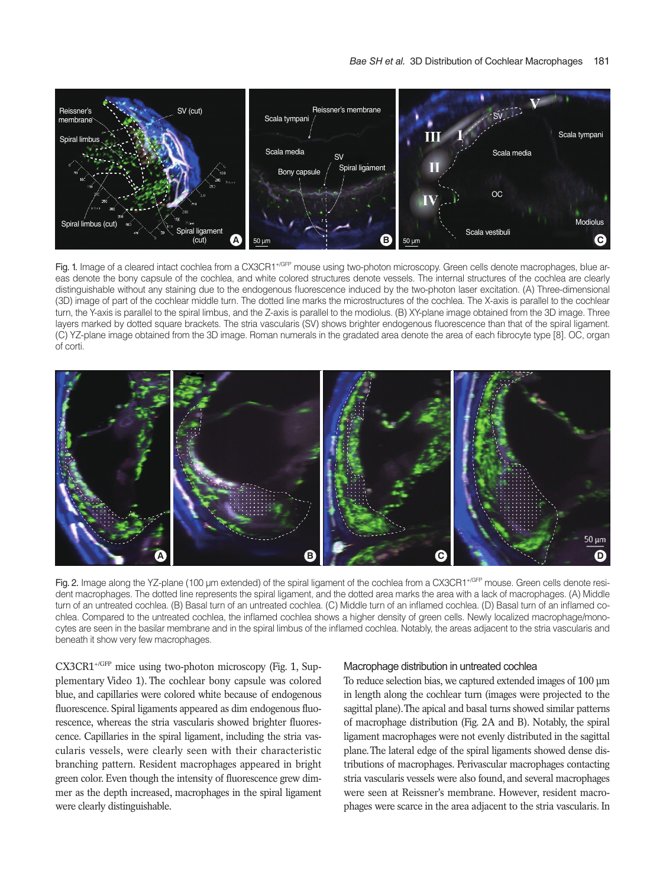Fig. 1. Image of a cleared intact cochlea from a CX3CR1$^{+/GFP}$ mouse using two-photon microscopy. Green cells denote macrophages, blue areas denote the bony capsule of the cochlea, and white colored structures denote vessels. The internal structures of the cochlea are clearly distinguishable without any staining due to the endogenous fluorescence induced by the two-photon laser excitation. (A) Three-dimensional (3D) image of part of the cochlear middle turn. The dotted line marks the microstructures of the cochlea. The X-axis is parallel to the cochlear turn, the Y-axis is parallel to the spiral limbus, and the Z-axis is parallel to the modiolus. (B) XY-plane image obtained from the 3D image. Three layers marked by dotted square brackets. The stria vascularis (SV) shows brighter endogenous fluorescence than that of the spiral ligament. (C) YZ-plane image obtained from the 3D image. Roman numerals in the gradated area denote the area of each fibrocyte type [8]. OC, organ of corti.

Fig. 2. Image along the YZ-plane (100 μm extended) of the spiral ligament of the cochlea from a CX3CR1$^{+/GFP}$ mouse. Green cells denote resident macrophages. The dotted line represents the spiral ligament, and the dotted area marks the area with a lack of macrophages. (A) Middle turn of an untreated cochlea. (B) Basal turn of an untreated cochlea. (C) Middle turn of an inflamed cochlea. (D) Basal turn of an inflamed cochlea. Compared to the untreated cochlea, the inflamed cochlea shows a higher density of green cells. Newly localized macrophage/monocytes are seen in the basilar membrane and in the spiral limbus of the inflamed cochlea. Notably, the areas adjacent to the stria vascularis and beneath it show very few macrophages.

CX3CR1$^{+/GFP}$ mice using two-photon microscopy (Fig. 1, Supplementary Video 1). The cochlear bony capsule was colored blue, and capillaries were colored white because of endogenous fluorescence. Spiral ligaments appeared as dim endogenous fluorescence, whereas the stria vascularis showed brighter fluorescence. Capillaries in the spiral ligament, including the stria vascularis vessels, were clearly seen with their characteristic branching pattern. Resident macrophages appeared in bright green color. Even though the intensity of fluorescence grew dimmer as the depth increased, macrophages in the spiral ligament were clearly distinguishable.

### Macrophage distribution in untreated cochlea

To reduce selection bias, we captured extended images of 100 μm in length along the cochlear turn (images were projected to the sagittal plane). The apical and basal turns showed similar patterns of macrophage distribution (Fig. 2A and B). Notably, the spiral ligament macrophages were not evenly distributed in the sagittal plane. The lateral edge of the spiral ligaments showed dense distributions of macrophages. Perivascular macrophages contacting stria vascularis vessels were also found, and several macrophages were seen at Reissner's membrane. However, resident macrophages were scarce in the area adjacent to the stria vascularis. In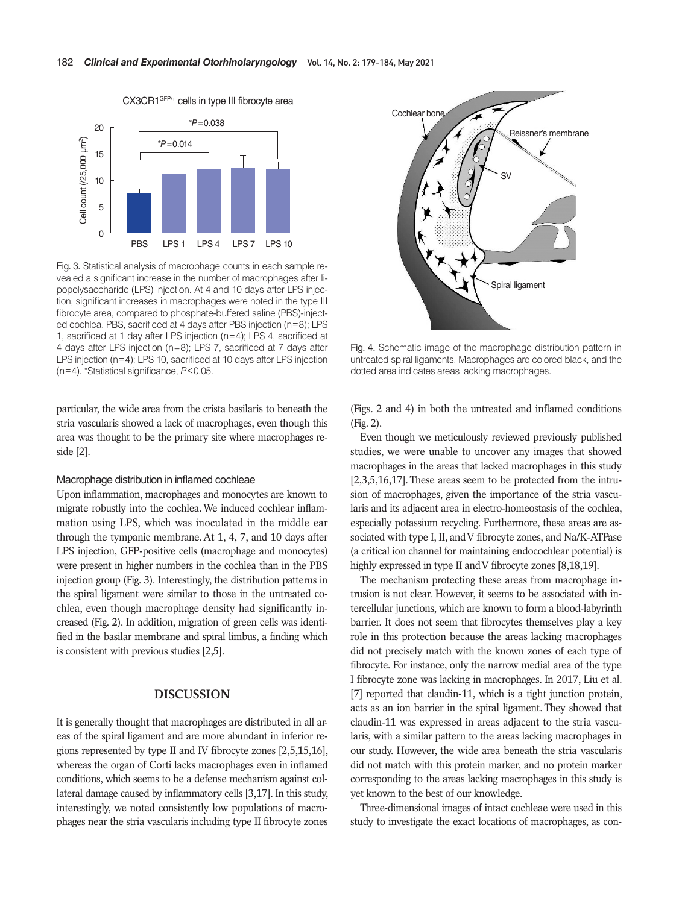Fig. 3. Statistical analysis of macrophage counts in each sample revealed a significant increase in the number of macrophages after lipopolysaccharide (LPS) injection. At 4 and 10 days after LPS injection, significant increases in macrophages were noted in the type III fibrocyte area, compared to phosphate-buffered saline (PBS)-injected cochlea. PBS, sacrificed at 4 days after PBS injection (n=8); LPS 1, sacrificed at 1 day after LPS injection (n=4); LPS 4, sacrificed at 4 days after LPS injection (n=8); LPS 7, sacrificed at 7 days after LPS injection (n=4); LPS 10, sacrificed at 10 days after LPS injection (n=4). *Statistical significance, $P<0.05$.

Fig. 4. Schematic image of the macrophage distribution pattern in untreated spiral ligaments. Macrophages are colored black, and the dotted area indicates areas lacking macrophages.

particular, the wide area from the crista basilaris to beneath the stria vascularis showed a lack of macrophages, even though this area was thought to be the primary site where macrophages reside [2].

### Macrophage distribution in inflamed cochleae

Upon inflammation, macrophages and monocytes are known to migrate robustly into the cochlea. We induced cochlear inflammation using LPS, which was inoculated in the middle ear through the tympanic membrane. At 1, 4, 7, and 10 days after LPS injection, GFP-positive cells (macrophage and monocytes) were present in higher numbers in the cochlea than in the PBS injection group (Fig. 3). Interestingly, the distribution patterns in the spiral ligament were similar to those in the untreated cochlea, even though macrophage density had significantly increased (Fig. 2). In addition, migration of green cells was identified in the basilar membrane and spiral limbus, a finding which is consistent with previous studies [2,5].

## DISCUSSION

It is generally thought that macrophages are distributed in all areas of the spiral ligament and are more abundant in inferior regions represented by type II and IV fibrocyte zones [2,5,15,16], whereas the organ of Corti lacks macrophages even in inflamed conditions, which seems to be a defense mechanism against collateral damage caused by inflammatory cells [3,17]. In this study, interestingly, we noted consistently low populations of macrophages near the stria vascularis including type II fibrocyte zones (Figs. 2 and 4) in both the untreated and inflamed conditions (Fig. 2).

Even though we meticulously reviewed previously published studies, we were unable to uncover any images that showed macrophages in the areas that lacked macrophages in this study [2,3,5,16,17]. These areas seem to be protected from the intrusion of macrophages, given the importance of the stria vascularis and its adjacent area in electro-homeostasis of the cochlea, especially potassium recycling. Furthermore, these areas are associated with type I, II, and V fibrocyte zones, and Na/K-ATPase (a critical ion channel for maintaining endocochlear potential) is highly expressed in type II and V fibrocyte zones [8,18,19].

The mechanism protecting these areas from macrophage intrusion is not clear. However, it seems to be associated with intercellular junctions, which are known to form a blood-labyrinth barrier. It does not seem that fibrocytes themselves play a key role in this protection because the areas lacking macrophages did not precisely match with the known zones of each type of fibrocyte. For instance, only the narrow medial area of the type I fibrocyte zone was lacking in macrophages. In 2017, Liu et al. [7] reported that claudin-11, which is a tight junction protein, acts as an ion barrier in the spiral ligament. They showed that claudin-11 was expressed in areas adjacent to the stria vascularis, with a similar pattern to the areas lacking macrophages in our study. However, the wide area beneath the stria vascularis did not match with this protein marker, and no protein marker corresponding to the areas lacking macrophages in this study is yet known to the best of our knowledge.

Three-dimensional images of intact cochleae were used in this study to investigate the exact locations of macrophages, as con-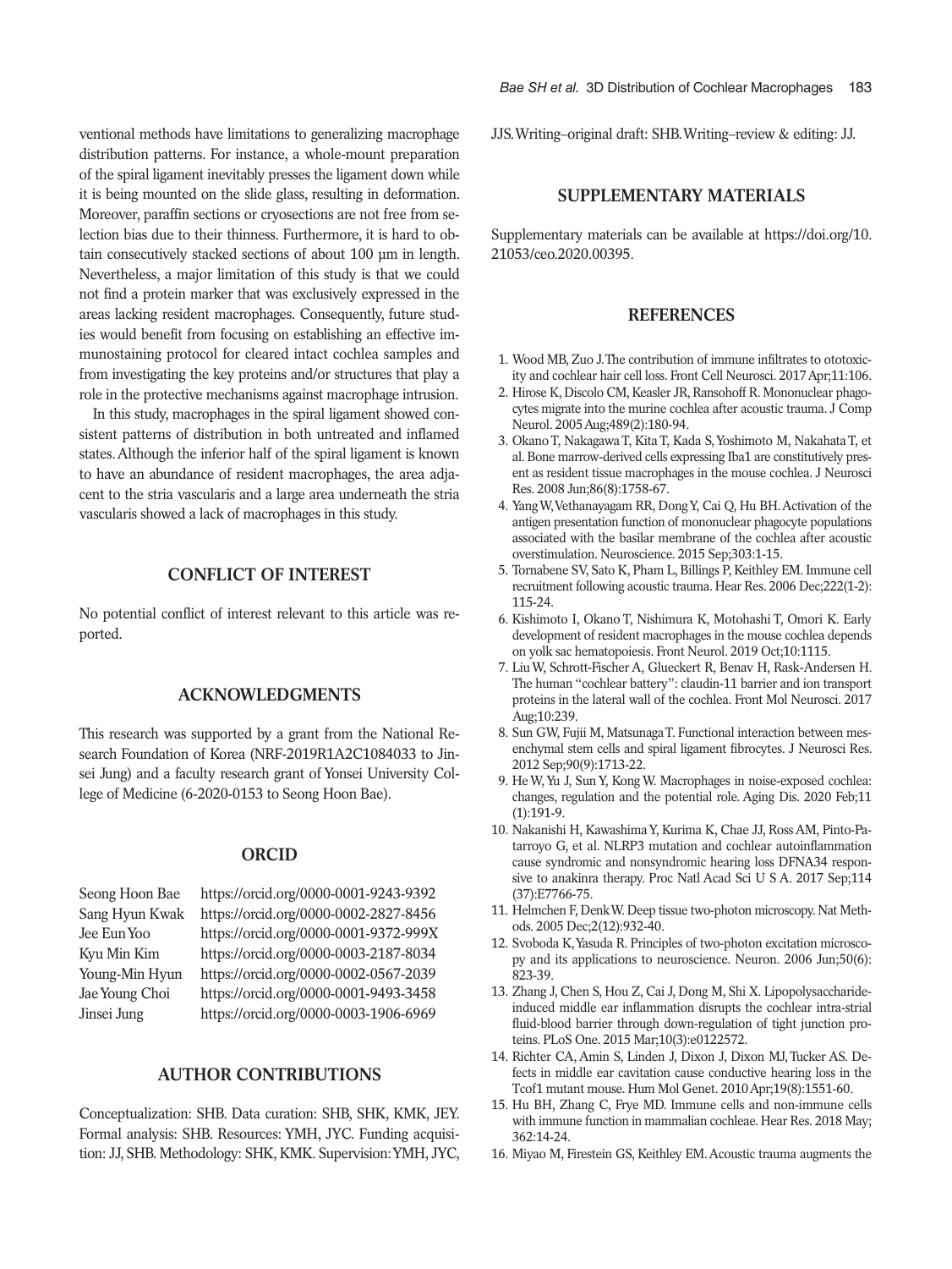ventional methods have limitations to generalizing macrophage distribution patterns. For instance, a whole-mount preparation of the spiral ligament inevitably presses the ligament down while it is being mounted on the slide glass, resulting in deformation. Moreover, paraffin sections or cryosections are not free from selection bias due to their thinness. Furthermore, it is hard to obtain consecutively stacked sections of about 100 µm in length. Nevertheless, a major limitation of this study is that we could not find a protein marker that was exclusively expressed in the areas lacking resident macrophages. Consequently, future studies would benefit from focusing on establishing an effective immunostaining protocol for cleared intact cochlea samples and from investigating the key proteins and/or structures that play a role in the protective mechanisms against macrophage intrusion.

In this study, macrophages in the spiral ligament showed consistent patterns of distribution in both untreated and inflamed states. Although the inferior half of the spiral ligament is known to have an abundance of resident macrophages, the area adjacent to the stria vascularis and a large area underneath the stria vascularis showed a lack of macrophages in this study.

## CONFLICT OF INTEREST

No potential conflict of interest relevant to this article was reported.

## ACKNOWLEDGMENTS

This research was supported by a grant from the National Research Foundation of Korea (NRF-2019R1A2C1084033 to Jinsei Jung) and a faculty research grant of Yonsei University College of Medicine (6-2020-0153 to Seong Hoon Bae).

## ORCID

| | |
|---|---|
| Seong Hoon Bae | https://orcid.org/0000-0001-9243-9392 |
| Sang Hyun Kwak | https://orcid.org/0000-0002-2827-8456 |
| Jee Eun Yoo | https://orcid.org/0000-0001-9372-999X |
| Kyu Min Kim | https://orcid.org/0000-0003-2187-8034 |
| Young-Min Hyun | https://orcid.org/0000-0002-0567-2039 |
| Jae Young Choi | https://orcid.org/0000-0001-9493-3458 |
| Jinsei Jung | https://orcid.org/0000-0003-1906-6969 |

## AUTHOR CONTRIBUTIONS

Conceptualization: SHB. Data curation: SHB, SHK, KMK, JEY. Formal analysis: SHB. Resources: YMH, JYC. Funding acquisition: JJ, SHB. Methodology: SHK, KMK. Supervision: YMH, JYC, JJS. Writing–original draft: SHB. Writing–review & editing: JJ.

## SUPPLEMENTARY MATERIALS

Supplementary materials can be available at https://doi.org/10.21053/ceo.2020.00395.

## REFERENCES

1. Wood MB, Zuo J. The contribution of immune infiltrates to ototoxicity and cochlear hair cell loss. Front Cell Neurosci. 2017 Apr;11:106.
2. Hirose K, Discolo CM, Keasler JR, Ransohoff R. Mononuclear phagocytes migrate into the murine cochlea after acoustic trauma. J Comp Neurol. 2005 Aug;489(2):180-94.
3. Okano T, Nakagawa T, Kita T, Kada S, Yoshimoto M, Nakahata T, et al. Bone marrow-derived cells expressing Iba1 are constitutively present as resident tissue macrophages in the mouse cochlea. J Neurosci Res. 2008 Jun;86(8):1758-67.
4. Yang W, Vethanayagam RR, Dong Y, Cai Q, Hu BH. Activation of the antigen presentation function of mononuclear phagocyte populations associated with the basilar membrane of the cochlea after acoustic overstimulation. Neuroscience. 2015 Sep;303:1-15.
5. Tornabene SV, Sato K, Pham L, Billings P, Keithley EM. Immune cell recruitment following acoustic trauma. Hear Res. 2006 Dec;222(1-2):115-24.
6. Kishimoto I, Okano T, Nishimura K, Motohashi T, Omori K. Early development of resident macrophages in the mouse cochlea depends on yolk sac hematopoiesis. Front Neurol. 2019 Oct;10:1115.
7. Liu W, Schrott-Fischer A, Glueckert R, Benav H, Rask-Andersen H. The human "cochlear battery": claudin-11 barrier and ion transport proteins in the lateral wall of the cochlea. Front Mol Neurosci. 2017 Aug;10:239.
8. Sun GW, Fujii M, Matsunaga T. Functional interaction between mesenchymal stem cells and spiral ligament fibrocytes. J Neurosci Res. 2012 Sep;90(9):1713-22.
9. He W, Yu J, Sun Y, Kong W. Macrophages in noise-exposed cochlea: changes, regulation and the potential role. Aging Dis. 2020 Feb;11(1):191-9.
10. Nakanishi H, Kawashima Y, Kurima K, Chae JJ, Ross AM, Pinto-Patarroyo G, et al. NLRP3 mutation and cochlear autoinflammation cause syndromic and nonsyndromic hearing loss DFNA34 responsive to anakinra therapy. Proc Natl Acad Sci U S A. 2017 Sep;114(37):E7766-75.
11. Helmchen F, Denk W. Deep tissue two-photon microscopy. Nat Methods. 2005 Dec;2(12):932-40.
12. Svoboda K, Yasuda R. Principles of two-photon excitation microscopy and its applications to neuroscience. Neuron. 2006 Jun;50(6):823-39.
13. Zhang J, Chen S, Hou Z, Cai J, Dong M, Shi X. Lipopolysaccharide-induced middle ear inflammation disrupts the cochlear intra-strial fluid-blood barrier through down-regulation of tight junction proteins. PLoS One. 2015 Mar;10(3):e0122572.
14. Richter CA, Amin S, Linden J, Dixon J, Dixon MJ, Tucker AS. Defects in middle ear cavitation cause conductive hearing loss in the Tcof1 mutant mouse. Hum Mol Genet. 2010 Apr;19(8):1551-60.
15. Hu BH, Zhang C, Frye MD. Immune cells and non-immune cells with immune function in mammalian cochleae. Hear Res. 2018 May;362:14-24.
16. Miyao M, Firestein GS, Keithley EM. Acoustic trauma augments the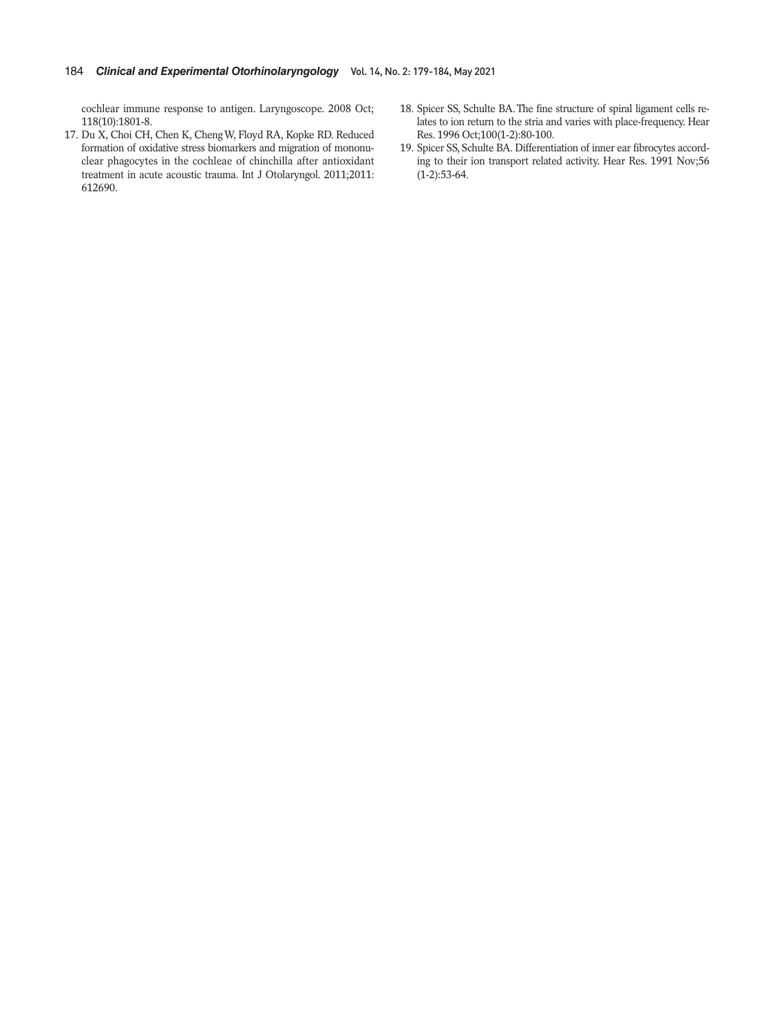cochlear immune response to antigen. Laryngoscope. 2008 Oct; 118(10):1801-8.

17. Du X, Choi CH, Chen K, Cheng W, Floyd RA, Kopke RD. Reduced formation of oxidative stress biomarkers and migration of mononuclear phagocytes in the cochleae of chinchilla after antioxidant treatment in acute acoustic trauma. Int J Otolaryngol. 2011;2011: 612690.
18. Spicer SS, Schulte BA. The fine structure of spiral ligament cells relates to ion return to the stria and varies with place-frequency. Hear Res. 1996 Oct;100(1-2):80-100.
19. Spicer SS, Schulte BA. Differentiation of inner ear fibrocytes according to their ion transport related activity. Hear Res. 1991 Nov;56 (1-2):53-64.